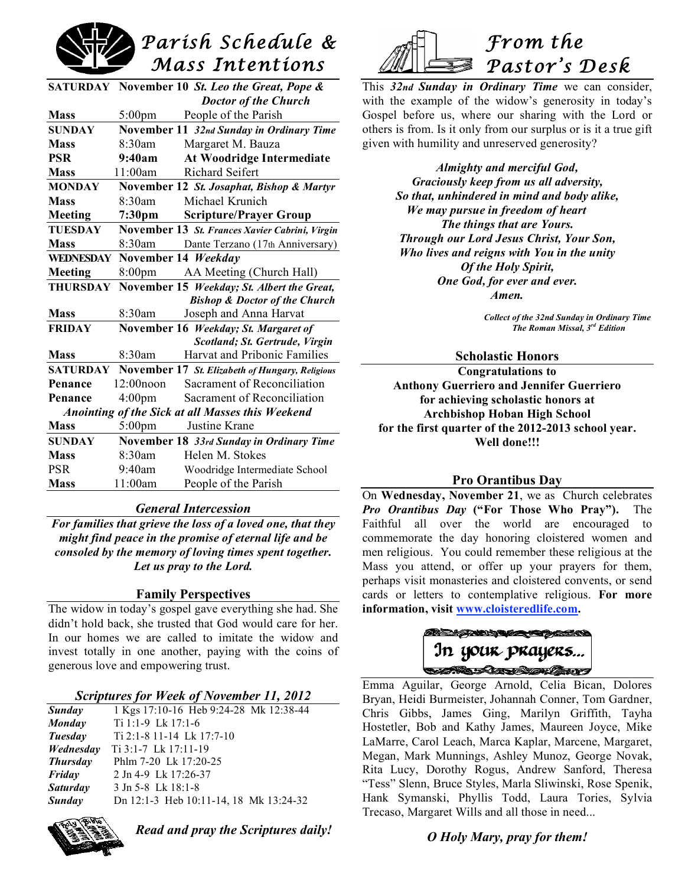# Parish Schedule & Mass Intentions

| | | |
|---|---|---|
| **SATURDAY** | **November 10** ***St. Leo the Great, Pope & Doctor of the Church*** | |
| **Mass** | 5:00pm | People of the Parish |
| **SUNDAY** | **November 11** ***32nd Sunday in Ordinary Time*** | |
| **Mass** | 8:30am | Margaret M. Bauza |
| **PSR** | **9:40am** | **At Woodridge Intermediate** |
| **Mass** | 11:00am | Richard Seifert |
| **MONDAY** | **November 12** ***St. Josaphat, Bishop & Martyr*** | |
| **Mass** | 8:30am | Michael Krunich |
| **Meeting** | **7:30pm** | **Scripture/Prayer Group** |
| **TUESDAY** | **November 13** ***St. Frances Xavier Cabrini, Virgin*** | |
| **Mass** | 8:30am | Dante Terzano (17th Anniversary) |
| **WEDNESDAY** | **November 14** ***Weekday*** | |
| **Meeting** | 8:00pm | AA Meeting (Church Hall) |
| **THURSDAY** | **November 15** ***Weekday; St. Albert the Great, Bishop & Doctor of the Church*** | |
| **Mass** | 8:30am | Joseph and Anna Harvat |
| **FRIDAY** | **November 16** ***Weekday; St. Margaret of Scotland; St. Gertrude, Virgin*** | |
| **Mass** | 8:30am | Harvat and Pribonic Families |
| **SATURDAY** | **November 17** ***St. Elizabeth of Hungary, Religious*** | |
| **Penance** | 12:00noon | Sacrament of Reconciliation |
| **Penance** | 4:00pm | Sacrament of Reconciliation |
| ***Anointing of the Sick at all Masses this Weekend*** | | |
| **Mass** | 5:00pm | Justine Krane |
| **SUNDAY** | **November 18** ***33rd Sunday in Ordinary Time*** | |
| **Mass** | 8:30am | Helen M. Stokes |
| **PSR** | 9:40am | Woodridge Intermediate School |
| **Mass** | 11:00am | People of the Parish |

### *General Intercession*

***For families that grieve the loss of a loved one, that they might find peace in the promise of eternal life and be consoled by the memory of loving times spent together. Let us pray to the Lord.***

### Family Perspectives

The widow in today's gospel gave everything she had. She didn't hold back, she trusted that God would care for her. In our homes we are called to imitate the widow and invest totally in one another, paying with the coins of generous love and empowering trust.

### *Scriptures for Week of November 11, 2012*

| | |
|---|---|
| ***Sunday*** | 1 Kgs 17:10-16 Heb 9:24-28 Mk 12:38-44 |
| ***Monday*** | Ti 1:1-9 Lk 17:1-6 |
| ***Tuesday*** | Ti 2:1-8 11-14 Lk 17:7-10 |
| ***Wednesday*** | Ti 3:1-7 Lk 17:11-19 |
| ***Thursday*** | Phlm 7-20 Lk 17:20-25 |
| ***Friday*** | 2 Jn 4-9 Lk 17:26-37 |
| ***Saturday*** | 3 Jn 5-8 Lk 18:1-8 |
| ***Sunday*** | Dn 12:1-3 Heb 10:11-14, 18 Mk 13:24-32 |

***Read and pray the Scriptures daily!***

# From the Pastor's Desk

This ***32nd Sunday in Ordinary Time*** we can consider, with the example of the widow's generosity in today's Gospel before us, where our sharing with the Lord or others is from. Is it only from our surplus or is it a true gift given with humility and unreserved generosity?

***Almighty and merciful God,***
***Graciously keep from us all adversity,***
***So that, unhindered in mind and body alike,***
***We may pursue in freedom of heart***
***The things that are Yours.***
***Through our Lord Jesus Christ, Your Son,***
***Who lives and reigns with You in the unity***
***Of the Holy Spirit,***
***One God, for ever and ever.***
***Amen.***

***Collect of the 32nd Sunday in Ordinary Time***
***The Roman Missal, 3rd Edition***

### Scholastic Honors

**Congratulations to**
**Anthony Guerriero and Jennifer Guerriero**
**for achieving scholastic honors at**
**Archbishop Hoban High School**
**for the first quarter of the 2012-2013 school year.**
**Well done!!!**

### Pro Orantibus Day

On **Wednesday, November 21**, we as Church celebrates ***Pro Orantibus Day*** **("For Those Who Pray").** The Faithful all over the world are encouraged to commemorate the day honoring cloistered women and men religious. You could remember these religious at the Mass you attend, or offer up your prayers for them, perhaps visit monasteries and cloistered convents, or send cards or letters to contemplative religious. **For more information, visit www.cloisteredlife.com.**

### In your prayers...

Emma Aguilar, George Arnold, Celia Bican, Dolores Bryan, Heidi Burmeister, Johannah Conner, Tom Gardner, Chris Gibbs, James Ging, Marilyn Griffith, Tayha Hostetler, Bob and Kathy James, Maureen Joyce, Mike LaMarre, Carol Leach, Marca Kaplar, Marcene, Margaret, Megan, Mark Munnings, Ashley Munoz, George Novak, Rita Lucy, Dorothy Rogus, Andrew Sanford, Theresa "Tess" Slenn, Bruce Styles, Marla Sliwinski, Rose Spenik, Hank Symanski, Phyllis Todd, Laura Tories, Sylvia Trecaso, Margaret Wills and all those in need...

***O Holy Mary, pray for them!***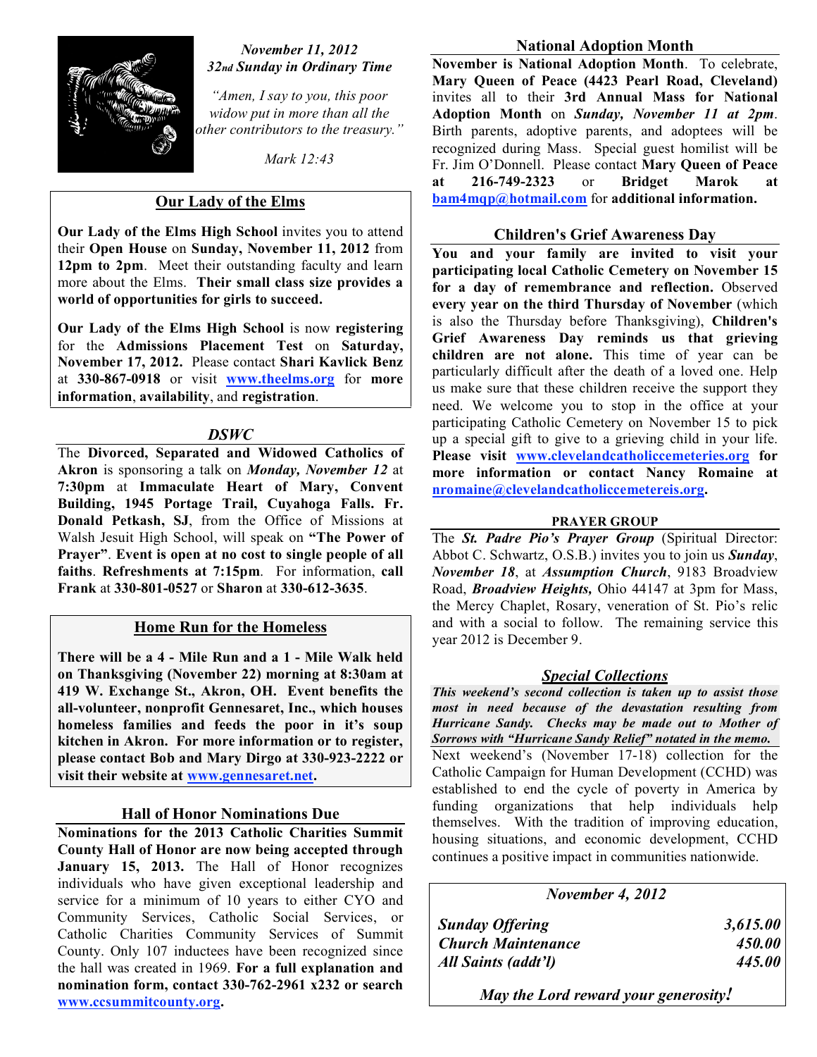*November 11, 2012*
***32nd Sunday in Ordinary Time***

*"Amen, I say to you, this poor widow put in more than all the other contributors to the treasury."*

*Mark 12:43*

## Our Lady of the Elms

**Our Lady of the Elms High School** invites you to attend their **Open House** on **Sunday, November 11, 2012** from **12pm to 2pm**. Meet their outstanding faculty and learn more about the Elms. **Their small class size provides a world of opportunities for girls to succeed.**

**Our Lady of the Elms High School** is now **registering** for the **Admissions Placement Test** on **Saturday, November 17, 2012.** Please contact **Shari Kavlick Benz** at **330-867-0918** or visit **www.theelms.org** for **more information**, **availability**, and **registration**.

## *DSWC*

The **Divorced, Separated and Widowed Catholics of Akron** is sponsoring a talk on ***Monday, November 12*** at **7:30pm** at **Immaculate Heart of Mary, Convent Building, 1945 Portage Trail, Cuyahoga Falls. Fr. Donald Petkash, SJ**, from the Office of Missions at Walsh Jesuit High School, will speak on **"The Power of Prayer"**. **Event is open at no cost to single people of all faiths**. **Refreshments at 7:15pm**. For information, **call Frank** at **330-801-0527** or **Sharon** at **330-612-3635**.

## Home Run for the Homeless

**There will be a 4 - Mile Run and a 1 - Mile Walk held on Thanksgiving (November 22) morning at 8:30am at 419 W. Exchange St., Akron, OH. Event benefits the all-volunteer, nonprofit Gennesaret, Inc., which houses homeless families and feeds the poor in it's soup kitchen in Akron. For more information or to register, please contact Bob and Mary Dirgo at 330-923-2222 or visit their website at www.gennesaret.net.**

## Hall of Honor Nominations Due

**Nominations for the 2013 Catholic Charities Summit County Hall of Honor are now being accepted through January 15, 2013.** The Hall of Honor recognizes individuals who have given exceptional leadership and service for a minimum of 10 years to either CYO and Community Services, Catholic Social Services, or Catholic Charities Community Services of Summit County. Only 107 inductees have been recognized since the hall was created in 1969. **For a full explanation and nomination form, contact 330-762-2961 x232 or search www.ccsummitcounty.org.**

## National Adoption Month

**November is National Adoption Month**. To celebrate, **Mary Queen of Peace (4423 Pearl Road, Cleveland)** invites all to their **3rd Annual Mass for National Adoption Month** on ***Sunday, November 11 at 2pm***. Birth parents, adoptive parents, and adoptees will be recognized during Mass. Special guest homilist will be Fr. Jim O'Donnell. Please contact **Mary Queen of Peace at 216-749-2323** or **Bridget Marok at bam4mqp@hotmail.com** for **additional information.**

## Children's Grief Awareness Day

**You and your family are invited to visit your participating local Catholic Cemetery on November 15 for a day of remembrance and reflection.** Observed **every year on the third Thursday of November** (which is also the Thursday before Thanksgiving), **Children's Grief Awareness Day reminds us that grieving children are not alone.** This time of year can be particularly difficult after the death of a loved one. Help us make sure that these children receive the support they need. We welcome you to stop in the office at your participating Catholic Cemetery on November 15 to pick up a special gift to give to a grieving child in your life. **Please visit www.clevelandcatholiccemeteries.org for more information or contact Nancy Romaine at nromaine@clevelandcatholiccemetereis.org.**

## PRAYER GROUP

The ***St. Padre Pio's Prayer Group*** (Spiritual Director: Abbot C. Schwartz, O.S.B.) invites you to join us ***Sunday***, ***November 18***, at ***Assumption Church***, 9183 Broadview Road, ***Broadview Heights,*** Ohio 44147 at 3pm for Mass, the Mercy Chaplet, Rosary, veneration of St. Pio's relic and with a social to follow. The remaining service this year 2012 is December 9.

## *Special Collections*

***This weekend's second collection is taken up to assist those most in need because of the devastation resulting from Hurricane Sandy. Checks may be made out to Mother of Sorrows with "Hurricane Sandy Relief" notated in the memo.***

Next weekend's (November 17-18) collection for the Catholic Campaign for Human Development (CCHD) was established to end the cycle of poverty in America by funding organizations that help individuals help themselves. With the tradition of improving education, housing situations, and economic development, CCHD continues a positive impact in communities nationwide.

*November 4, 2012*

| | |
|---|---|
| ***Sunday Offering*** | ***3,615.00*** |
| ***Church Maintenance*** | ***450.00*** |
| ***All Saints (addt'l)*** | ***445.00*** |

***May the Lord reward your generosity!***